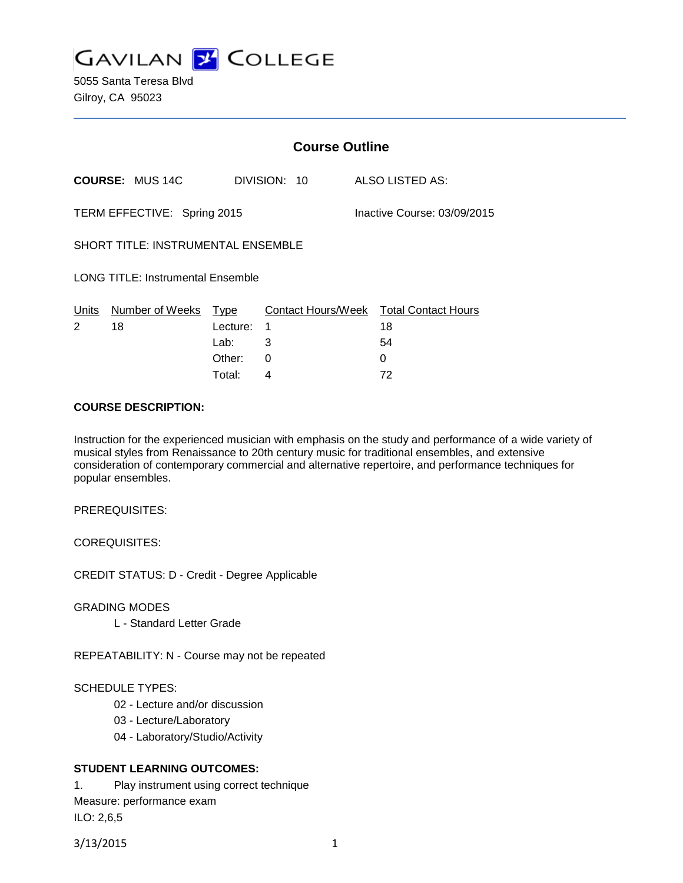# GAVILAN COLLEGE

5055 Santa Teresa Blvd
Gilroy, CA 95023

## Course Outline

**COURSE:** MUS 14C  DIVISION: 10  ALSO LISTED AS:

TERM EFFECTIVE: Spring 2015  Inactive Course: 03/09/2015

SHORT TITLE: INSTRUMENTAL ENSEMBLE

LONG TITLE: Instrumental Ensemble

| Units | Number of Weeks | Type | Contact Hours/Week | Total Contact Hours |
|---|---|---|---|---|
| 2 | 18 | Lecture: | 1 | 18 |
| | | Lab: | 3 | 54 |
| | | Other: | 0 | 0 |
| | | Total: | 4 | 72 |

**COURSE DESCRIPTION:**

Instruction for the experienced musician with emphasis on the study and performance of a wide variety of musical styles from Renaissance to 20th century music for traditional ensembles, and extensive consideration of contemporary commercial and alternative repertoire, and performance techniques for popular ensembles.

PREREQUISITES:

COREQUISITES:

CREDIT STATUS: D - Credit - Degree Applicable

GRADING MODES

L - Standard Letter Grade

REPEATABILITY: N - Course may not be repeated

SCHEDULE TYPES:

02 - Lecture and/or discussion

03 - Lecture/Laboratory

04 - Laboratory/Studio/Activity

**STUDENT LEARNING OUTCOMES:**

1. Play instrument using correct technique

Measure: performance exam

ILO: 2,6,5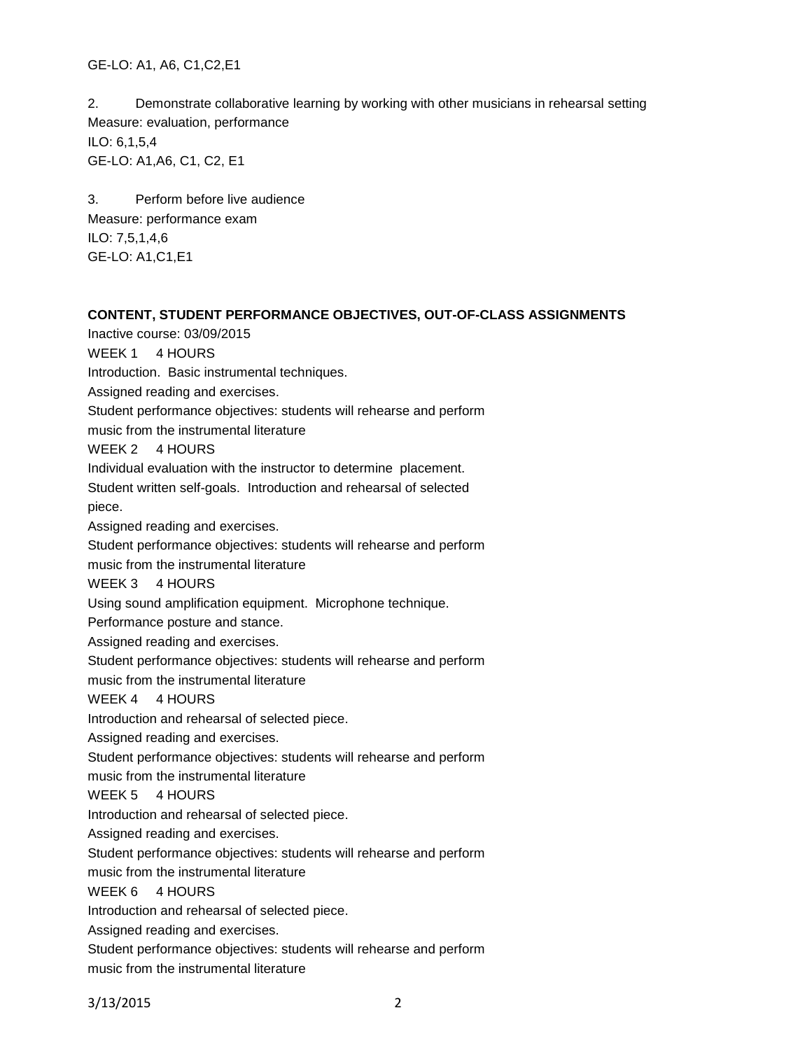GE-LO: A1, A6, C1,C2,E1

2. Demonstrate collaborative learning by working with other musicians in rehearsal setting
Measure: evaluation, performance
ILO: 6,1,5,4
GE-LO: A1,A6, C1, C2, E1

3. Perform before live audience
Measure: performance exam
ILO: 7,5,1,4,6
GE-LO: A1,C1,E1

**CONTENT, STUDENT PERFORMANCE OBJECTIVES, OUT-OF-CLASS ASSIGNMENTS**

Inactive course: 03/09/2015

WEEK 1 4 HOURS
Introduction. Basic instrumental techniques.
Assigned reading and exercises.
Student performance objectives: students will rehearse and perform music from the instrumental literature

WEEK 2 4 HOURS
Individual evaluation with the instructor to determine placement.
Student written self-goals. Introduction and rehearsal of selected piece.
Assigned reading and exercises.
Student performance objectives: students will rehearse and perform music from the instrumental literature

WEEK 3 4 HOURS
Using sound amplification equipment. Microphone technique.
Performance posture and stance.
Assigned reading and exercises.
Student performance objectives: students will rehearse and perform music from the instrumental literature

WEEK 4 4 HOURS
Introduction and rehearsal of selected piece.
Assigned reading and exercises.
Student performance objectives: students will rehearse and perform music from the instrumental literature

WEEK 5 4 HOURS
Introduction and rehearsal of selected piece.
Assigned reading and exercises.
Student performance objectives: students will rehearse and perform music from the instrumental literature

WEEK 6 4 HOURS
Introduction and rehearsal of selected piece.
Assigned reading and exercises.
Student performance objectives: students will rehearse and perform music from the instrumental literature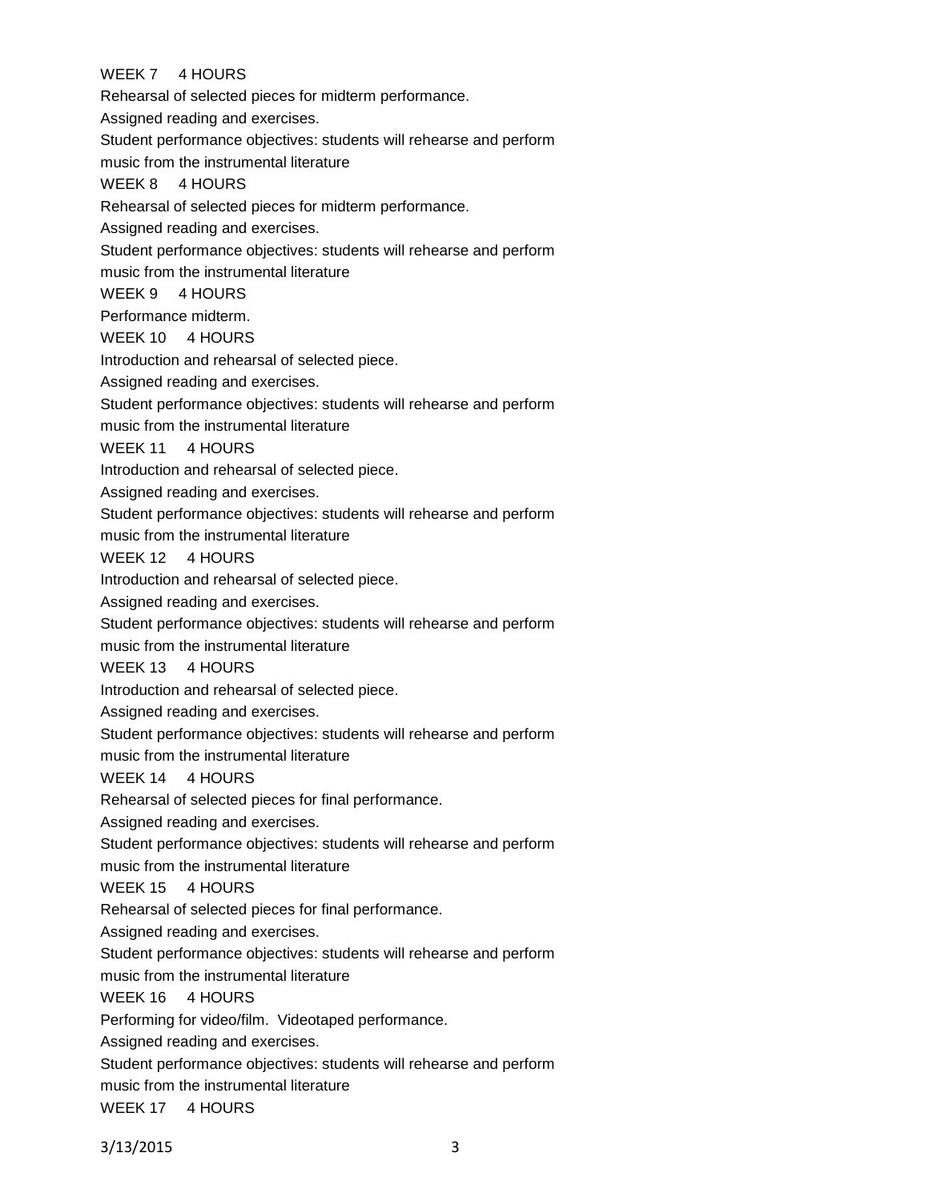WEEK 7 4 HOURS

Rehearsal of selected pieces for midterm performance.

Assigned reading and exercises.

Student performance objectives: students will rehearse and perform music from the instrumental literature

WEEK 8 4 HOURS

Rehearsal of selected pieces for midterm performance.

Assigned reading and exercises.

Student performance objectives: students will rehearse and perform music from the instrumental literature

WEEK 9 4 HOURS

Performance midterm.

WEEK 10 4 HOURS

Introduction and rehearsal of selected piece.

Assigned reading and exercises.

Student performance objectives: students will rehearse and perform music from the instrumental literature

WEEK 11 4 HOURS

Introduction and rehearsal of selected piece.

Assigned reading and exercises.

Student performance objectives: students will rehearse and perform music from the instrumental literature

WEEK 12 4 HOURS

Introduction and rehearsal of selected piece.

Assigned reading and exercises.

Student performance objectives: students will rehearse and perform music from the instrumental literature

WEEK 13 4 HOURS

Introduction and rehearsal of selected piece.

Assigned reading and exercises.

Student performance objectives: students will rehearse and perform music from the instrumental literature

WEEK 14 4 HOURS

Rehearsal of selected pieces for final performance.

Assigned reading and exercises.

Student performance objectives: students will rehearse and perform music from the instrumental literature

WEEK 15 4 HOURS

Rehearsal of selected pieces for final performance.

Assigned reading and exercises.

Student performance objectives: students will rehearse and perform music from the instrumental literature

WEEK 16 4 HOURS

Performing for video/film. Videotaped performance.

Assigned reading and exercises.

Student performance objectives: students will rehearse and perform music from the instrumental literature

WEEK 17 4 HOURS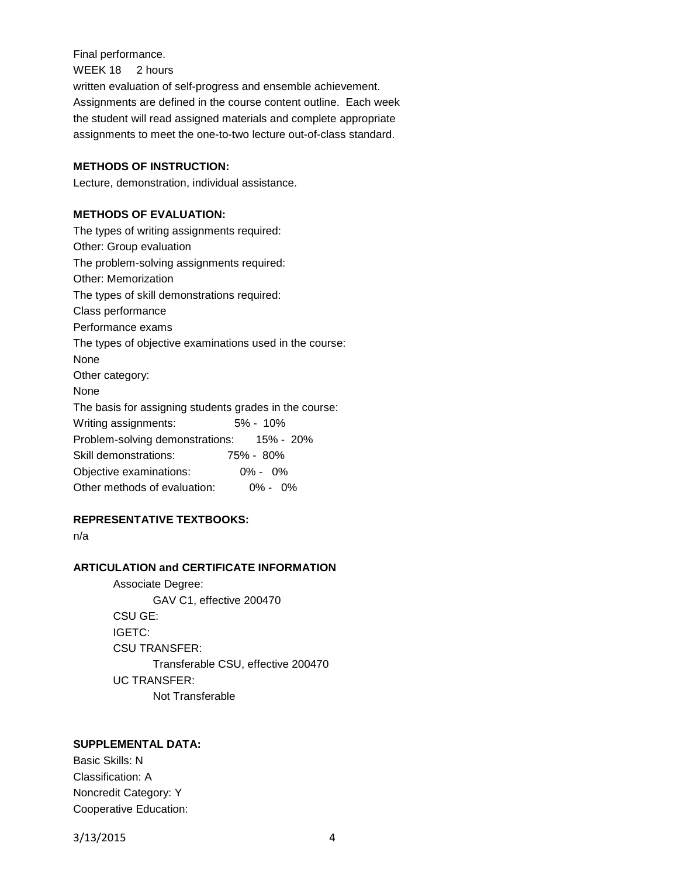Final performance.

WEEK 18     2 hours

written evaluation of self-progress and ensemble achievement.

Assignments are defined in the course content outline.  Each week the student will read assigned materials and complete appropriate assignments to meet the one-to-two lecture out-of-class standard.

**METHODS OF INSTRUCTION:**

Lecture, demonstration, individual assistance.

**METHODS OF EVALUATION:**

The types of writing assignments required:

Other: Group evaluation

The problem-solving assignments required:

Other: Memorization

The types of skill demonstrations required:

Class performance

Performance exams

The types of objective examinations used in the course:

None

Other category:

None

The basis for assigning students grades in the course:

| | |
|---|---|
| Writing assignments: | 5% - 10% |
| Problem-solving demonstrations: | 15% - 20% |
| Skill demonstrations: | 75% - 80% |
| Objective examinations: | 0% - 0% |
| Other methods of evaluation: | 0% - 0% |

**REPRESENTATIVE TEXTBOOKS:**

n/a

**ARTICULATION and CERTIFICATE INFORMATION**

Associate Degree:

GAV C1, effective 200470

CSU GE:

IGETC:

CSU TRANSFER:

Transferable CSU, effective 200470

UC TRANSFER:

Not Transferable

**SUPPLEMENTAL DATA:**

Basic Skills: N

Classification: A

Noncredit Category: Y

Cooperative Education: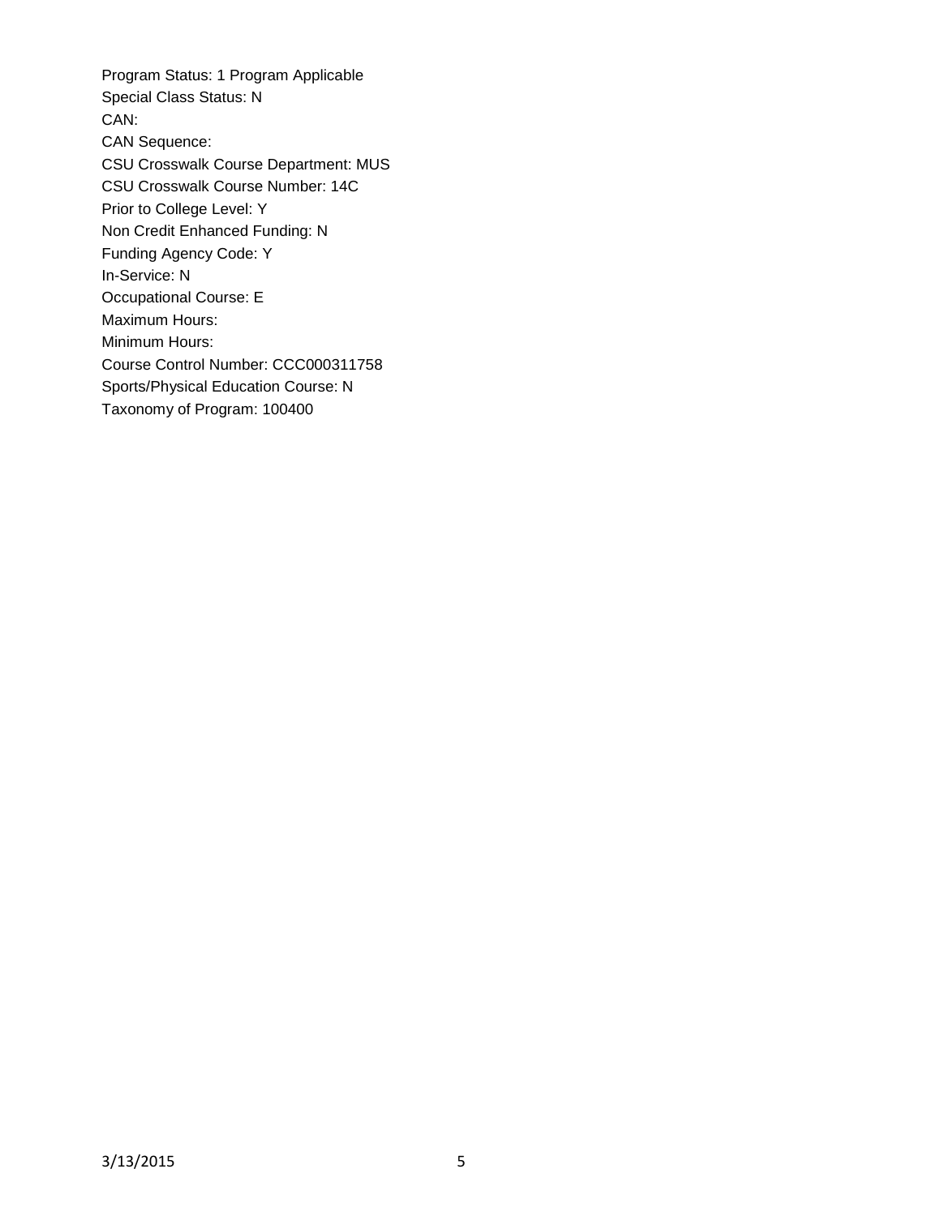Program Status: 1 Program Applicable
Special Class Status: N
CAN:
CAN Sequence:
CSU Crosswalk Course Department: MUS
CSU Crosswalk Course Number: 14C
Prior to College Level: Y
Non Credit Enhanced Funding: N
Funding Agency Code: Y
In-Service: N
Occupational Course: E
Maximum Hours:
Minimum Hours:
Course Control Number: CCC000311758
Sports/Physical Education Course: N
Taxonomy of Program: 100400